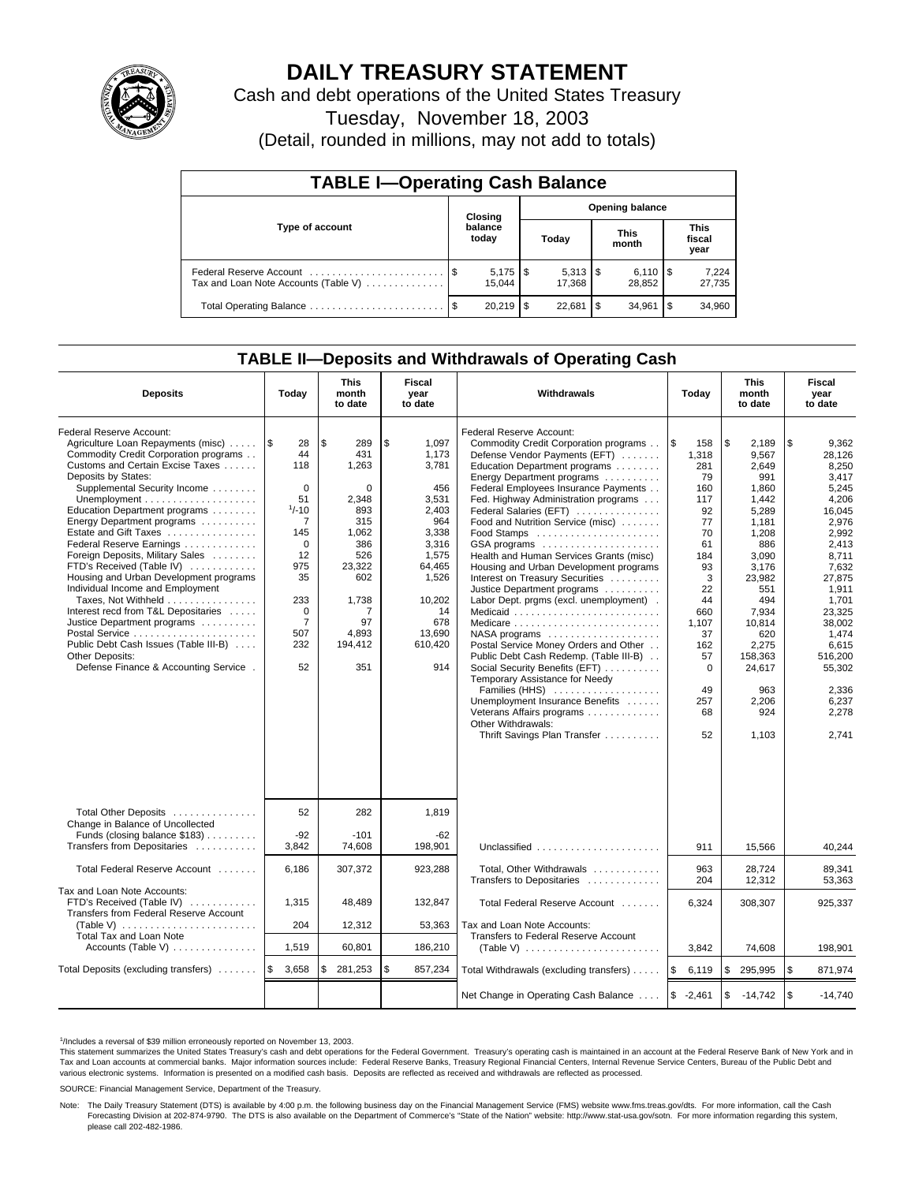# DAILY TREASURY STATEMENT

Cash and debt operations of the United States Treasury

Tuesday, November 18, 2003

(Detail, rounded in millions, may not add to totals)

## TABLE I—Operating Cash Balance

| Type of account | Closing balance today | Opening balance Today | Opening balance This month | Opening balance This fiscal year |
|---|---|---|---|---|
| Federal Reserve Account | $ 5,175 | $ 5,313 | $ 6,110 | $ 7,224 |
| Tax and Loan Note Accounts (Table V) | 15,044 | 17,368 | 28,852 | 27,735 |
| Total Operating Balance | $ 20,219 | $ 22,681 | $ 34,961 | $ 34,960 |

## TABLE II—Deposits and Withdrawals of Operating Cash

| Deposits | Today | This month to date | Fiscal year to date | Withdrawals | Today | This month to date | Fiscal year to date |
|---|---|---|---|---|---|---|---|
| Federal Reserve Account: | | | | Federal Reserve Account: | | | |
| Agriculture Loan Repayments (misc) | $ 28 | $ 289 | $ 1,097 | Commodity Credit Corporation programs | $ 158 | $ 2,189 | $ 9,362 |
| Commodity Credit Corporation programs | 44 | 431 | 1,173 | Defense Vendor Payments (EFT) | 1,318 | 9,567 | 28,126 |
| Customs and Certain Excise Taxes | 118 | 1,263 | 3,781 | Education Department programs | 281 | 2,649 | 8,250 |
| Deposits by States: | | | | Energy Department programs | 79 | 991 | 3,417 |
| Supplemental Security Income | 0 | 0 | 456 | Federal Employees Insurance Payments | 160 | 1,860 | 5,245 |
| Unemployment | 51 | 2,348 | 3,531 | Fed. Highway Administration programs | 117 | 1,442 | 4,206 |
| Education Department programs | [1]-10 | 893 | 2,403 | Federal Salaries (EFT) | 92 | 5,289 | 16,045 |
| Energy Department programs | 7 | 315 | 964 | Food and Nutrition Service (misc) | 77 | 1,181 | 2,976 |
| Estate and Gift Taxes | 145 | 1,062 | 3,338 | Food Stamps | 70 | 1,208 | 2,992 |
| Federal Reserve Earnings | 0 | 386 | 3,316 | GSA programs | 61 | 886 | 2,413 |
| Foreign Deposits, Military Sales | 12 | 526 | 1,575 | Health and Human Services Grants (misc) | 184 | 3,090 | 8,711 |
| FTD's Received (Table IV) | 975 | 23,322 | 64,465 | Housing and Urban Development programs | 93 | 3,176 | 7,632 |
| Housing and Urban Development programs | 35 | 602 | 1,526 | Interest on Treasury Securities | 3 | 23,982 | 27,875 |
| Individual Income and Employment | | | | Justice Department programs | 22 | 551 | 1,911 |
| Taxes, Not Withheld | 233 | 1,738 | 10,202 | Labor Dept. prgms (excl. unemployment) | 44 | 494 | 1,701 |
| Interest recd from T&L Depositaries | 0 | 7 | 14 | Medicaid | 660 | 7,934 | 23,325 |
| Justice Department programs | 7 | 97 | 678 | Medicare | 1,107 | 10,814 | 38,002 |
| Postal Service | 507 | 4,893 | 13,690 | NASA programs | 37 | 620 | 1,474 |
| Public Debt Cash Issues (Table III-B) | 232 | 194,412 | 610,420 | Postal Service Money Orders and Other | 162 | 2,275 | 6,615 |
| Other Deposits: | | | | Public Debt Cash Redemp. (Table III-B) | 57 | 158,363 | 516,200 |
| Defense Finance & Accounting Service | 52 | 351 | 914 | Social Security Benefits (EFT) | 0 | 24,617 | 55,302 |
| | | | | Temporary Assistance for Needy Families (HHS) | 49 | 963 | 2,336 |
| | | | | Unemployment Insurance Benefits | 257 | 2,206 | 6,237 |
| | | | | Veterans Affairs programs | 68 | 924 | 2,278 |
| | | | | Other Withdrawals: | | | |
| | | | | Thrift Savings Plan Transfer | 52 | 1,103 | 2,741 |
| Total Other Deposits | 52 | 282 | 1,819 | | | | |
| Change in Balance of Uncollected Funds (closing balance $183) | -92 | -101 | -62 | | | | |
| Transfers from Depositaries | 3,842 | 74,608 | 198,901 | Unclassified | 911 | 15,566 | 40,244 |
| Total Federal Reserve Account | 6,186 | 307,372 | 923,288 | Total, Other Withdrawals | 963 | 28,724 | 89,341 |
| | | | | Transfers to Depositaries | 204 | 12,312 | 53,363 |
| Tax and Loan Note Accounts: | | | | | | | |
| FTD's Received (Table IV) | 1,315 | 48,489 | 132,847 | Total Federal Reserve Account | 6,324 | 308,307 | 925,337 |
| Transfers from Federal Reserve Account (Table V) | 204 | 12,312 | 53,363 | Tax and Loan Note Accounts: | | | |
| Total Tax and Loan Note Accounts (Table V) | 1,519 | 60,801 | 186,210 | Transfers to Federal Reserve Account (Table V) | 3,842 | 74,608 | 198,901 |
| Total Deposits (excluding transfers) | $ 3,658 | $ 281,253 | $ 857,234 | Total Withdrawals (excluding transfers) | $ 6,119 | $ 295,995 | $ 871,974 |
| | | | | Net Change in Operating Cash Balance | $ -2,461 | $ -14,742 | $ -14,740 |

[1]Includes a reversal of $39 million erroneously reported on November 13, 2003.

This statement summarizes the United States Treasury's cash and debt operations for the Federal Government. Treasury's operating cash is maintained in an account at the Federal Reserve Bank of New York and in Tax and Loan accounts at commercial banks. Major information sources include: Federal Reserve Banks, Treasury Regional Financial Centers, Internal Revenue Service Centers, Bureau of the Public Debt and various electronic systems. Information is presented on a modified cash basis. Deposits are reflected as received and withdrawals are reflected as processed.

SOURCE: Financial Management Service, Department of the Treasury.

Note: The Daily Treasury Statement (DTS) is available by 4:00 p.m. the following business day on the Financial Management Service (FMS) website www.fms.treas.gov/dts. For more information, call the Cash Forecasting Division at 202-874-9790. The DTS is also available on the Department of Commerce's "State of the Nation" website: http://www.stat-usa.gov/sotn. For more information regarding this system, please call 202-482-1986.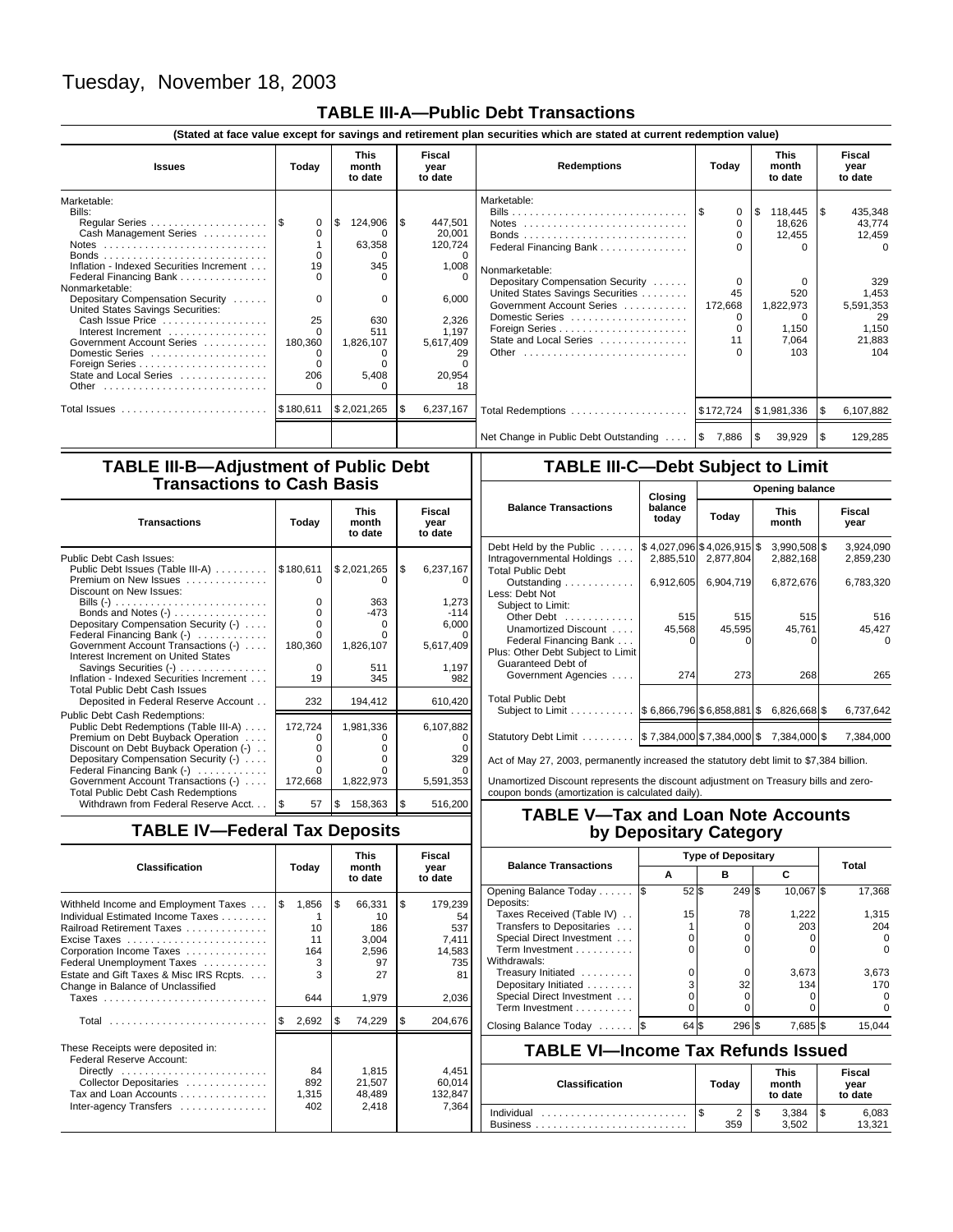# Tuesday, November 18, 2003

## TABLE III-A—Public Debt Transactions

(Stated at face value except for savings and retirement plan securities which are stated at current redemption value)

| Issues | Today | This month to date | Fiscal year to date | Redemptions | Today | This month to date | Fiscal year to date |
|---|---|---|---|---|---|---|---|
| Marketable: | | | | Marketable: | | | |
| Bills: | | | | Bills | $ 0 | $ 118,445 | $ 435,348 |
| Regular Series | $ 0 | $ 124,906 | $ 447,501 | Notes | 0 | 18,626 | 43,774 |
| Cash Management Series | 0 | 0 | 20,001 | Bonds | 0 | 12,455 | 12,459 |
| Notes | 1 | 63,358 | 120,724 | Federal Financing Bank | 0 | 0 | 0 |
| Bonds | 0 | 0 | 0 | | | | |
| Inflation - Indexed Securities Increment | 19 | 345 | 1,008 | Nonmarketable: | | | |
| Federal Financing Bank | 0 | 0 | 0 | Depositary Compensation Security | 0 | 0 | 329 |
| Nonmarketable: | | | | United States Savings Securities | 45 | 520 | 1,453 |
| Depositary Compensation Security | 0 | 0 | 6,000 | Government Account Series | 172,668 | 1,822,973 | 5,591,353 |
| United States Savings Securities: | | | | Domestic Series | 0 | 0 | 29 |
| Cash Issue Price | 25 | 630 | 2,326 | Foreign Series | 0 | 1,150 | 1,150 |
| Interest Increment | 0 | 511 | 1,197 | State and Local Series | 11 | 7,064 | 21,883 |
| Government Account Series | 180,360 | 1,826,107 | 5,617,409 | Other | 0 | 103 | 104 |
| Domestic Series | 0 | 0 | 29 | | | | |
| Foreign Series | 0 | 0 | 0 | | | | |
| State and Local Series | 206 | 5,408 | 20,954 | | | | |
| Other | 0 | 0 | 18 | | | | |
| Total Issues | $180,611 | $2,021,265 | $ 6,237,167 | Total Redemptions | $172,724 | $1,981,336 | $ 6,107,882 |
| | | | | Net Change in Public Debt Outstanding | $ 7,886 | $ 39,929 | $ 129,285 |

## TABLE III-B—Adjustment of Public Debt Transactions to Cash Basis

| Transactions | Today | This month to date | Fiscal year to date |
|---|---|---|---|
| Public Debt Cash Issues: | | | |
| Public Debt Issues (Table III-A) | $180,611 | $2,021,265 | $ 6,237,167 |
| Premium on New Issues | 0 | 0 | 0 |
| Discount on New Issues: | | | |
| Bills (-) | 0 | 363 | 1,273 |
| Bonds and Notes (-) | 0 | -473 | -114 |
| Depositary Compensation Security (-) | 0 | 0 | 6,000 |
| Federal Financing Bank (-) | 0 | 0 | 0 |
| Government Account Transactions (-) | 180,360 | 1,826,107 | 5,617,409 |
| Interest Increment on United States Savings Securities (-) | 0 | 511 | 1,197 |
| Inflation - Indexed Securities Increment | 19 | 345 | 982 |
| Total Public Debt Cash Issues Deposited in Federal Reserve Account | 232 | 194,412 | 610,420 |
| Public Debt Cash Redemptions: | | | |
| Public Debt Redemptions (Table III-A) | 172,724 | 1,981,336 | 6,107,882 |
| Premium on Debt Buyback Operation | 0 | 0 | 0 |
| Discount on Debt Buyback Operation (-) | 0 | 0 | 0 |
| Depositary Compensation Security (-) | 0 | 0 | 329 |
| Federal Financing Bank (-) | 0 | 0 | 0 |
| Government Account Transactions (-) | 172,668 | 1,822,973 | 5,591,353 |
| Total Public Debt Cash Redemptions Withdrawn from Federal Reserve Acct. | $ 57 | $ 158,363 | $ 516,200 |

## TABLE III-C—Debt Subject to Limit

| Balance Transactions | Closing balance today | Opening balance | | |
|---|---|---|---|---|
| | | Today | This month | Fiscal year |
| Debt Held by the Public | $ 4,027,096 | $ 4,026,915 | $ 3,990,508 | $ 3,924,090 |
| Intragovernmental Holdings | 2,885,510 | 2,877,804 | 2,882,168 | 2,859,230 |
| Total Public Debt Outstanding | 6,912,605 | 6,904,719 | 6,872,676 | 6,783,320 |
| Less: Debt Not Subject to Limit: | | | | |
| Other Debt | 515 | 515 | 515 | 516 |
| Unamortized Discount | 45,568 | 45,595 | 45,761 | 45,427 |
| Federal Financing Bank | 0 | 0 | 0 | 0 |
| Plus: Other Debt Subject to Limit Guaranteed Debt of Government Agencies | 274 | 273 | 268 | 265 |
| Total Public Debt Subject to Limit | $ 6,866,796 | $ 6,858,881 | $ 6,826,668 | $ 6,737,642 |
| Statutory Debt Limit | $ 7,384,000 | $ 7,384,000 | $ 7,384,000 | $ 7,384,000 |

Act of May 27, 2003, permanently increased the statutory debt limit to $7,384 billion.

Unamortized Discount represents the discount adjustment on Treasury bills and zero-coupon bonds (amortization is calculated daily).

## TABLE IV—Federal Tax Deposits

| Classification | Today | This month to date | Fiscal year to date |
|---|---|---|---|
| Withheld Income and Employment Taxes | $ 1,856 | $ 66,331 | $ 179,239 |
| Individual Estimated Income Taxes | 1 | 10 | 54 |
| Railroad Retirement Taxes | 10 | 186 | 537 |
| Excise Taxes | 11 | 3,004 | 7,411 |
| Corporation Income Taxes | 164 | 2,596 | 14,583 |
| Federal Unemployment Taxes | 3 | 97 | 735 |
| Estate and Gift Taxes & Misc IRS Rcpts. | 3 | 27 | 81 |
| Change in Balance of Unclassified Taxes | 644 | 1,979 | 2,036 |
| Total | $ 2,692 | $ 74,229 | $ 204,676 |
| These Receipts were deposited in: | | | |
| Federal Reserve Account: | | | |
| Directly | 84 | 1,815 | 4,451 |
| Collector Depositaries | 892 | 21,507 | 60,014 |
| Tax and Loan Accounts | 1,315 | 48,489 | 132,847 |
| Inter-agency Transfers | 402 | 2,418 | 7,364 |

## TABLE V—Tax and Loan Note Accounts by Depositary Category

| Balance Transactions | Type of Depositary | | | Total |
|---|---|---|---|---|
| | A | B | C | |
| Opening Balance Today | $ 52 | $ 249 | $ 10,067 | $ 17,368 |
| Deposits: | | | | |
| Taxes Received (Table IV) | 15 | 78 | 1,222 | 1,315 |
| Transfers to Depositaries | 1 | 0 | 203 | 204 |
| Special Direct Investment | 0 | 0 | 0 | 0 |
| Term Investment | 0 | 0 | 0 | 0 |
| Withdrawals: | | | | |
| Treasury Initiated | 0 | 0 | 3,673 | 3,673 |
| Depositary Initiated | 3 | 32 | 134 | 170 |
| Special Direct Investment | 0 | 0 | 0 | 0 |
| Term Investment | 0 | 0 | 0 | 0 |
| Closing Balance Today | $ 64 | $ 296 | $ 7,685 | $ 15,044 |

## TABLE VI—Income Tax Refunds Issued

| Classification | Today | This month to date | Fiscal year to date |
|---|---|---|---|
| Individual | $ 2 | $ 3,384 | $ 6,083 |
| Business | 359 | 3,502 | 13,321 |